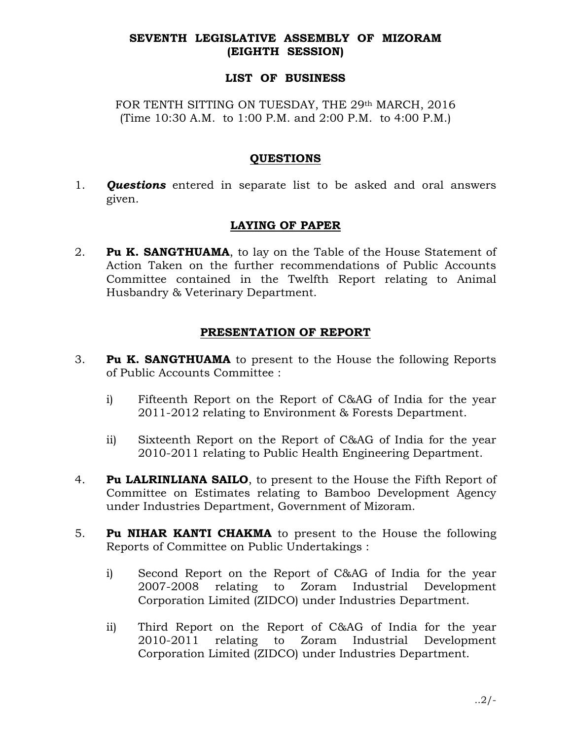**SEVENTH LEGISLATIVE ASSEMBLY OF MIZORAM**
**(EIGHTH SESSION)**

**LIST OF BUSINESS**

FOR TENTH SITTING ON TUESDAY, THE 29th MARCH, 2016
(Time 10:30 A.M. to 1:00 P.M. and 2:00 P.M. to 4:00 P.M.)

## QUESTIONS

1. ***Questions*** entered in separate list to be asked and oral answers given.

## LAYING OF PAPER

2. **Pu K. SANGTHUAMA**, to lay on the Table of the House Statement of Action Taken on the further recommendations of Public Accounts Committee contained in the Twelfth Report relating to Animal Husbandry & Veterinary Department.

## PRESENTATION OF REPORT

3. **Pu K. SANGTHUAMA** to present to the House the following Reports of Public Accounts Committee :

    i) Fifteenth Report on the Report of C&AG of India for the year 2011-2012 relating to Environment & Forests Department.

    ii) Sixteenth Report on the Report of C&AG of India for the year 2010-2011 relating to Public Health Engineering Department.

4. **Pu LALRINLIANA SAILO**, to present to the House the Fifth Report of Committee on Estimates relating to Bamboo Development Agency under Industries Department, Government of Mizoram.

5. **Pu NIHAR KANTI CHAKMA** to present to the House the following Reports of Committee on Public Undertakings :

    i) Second Report on the Report of C&AG of India for the year 2007-2008 relating to Zoram Industrial Development Corporation Limited (ZIDCO) under Industries Department.

    ii) Third Report on the Report of C&AG of India for the year 2010-2011 relating to Zoram Industrial Development Corporation Limited (ZIDCO) under Industries Department.

..2/-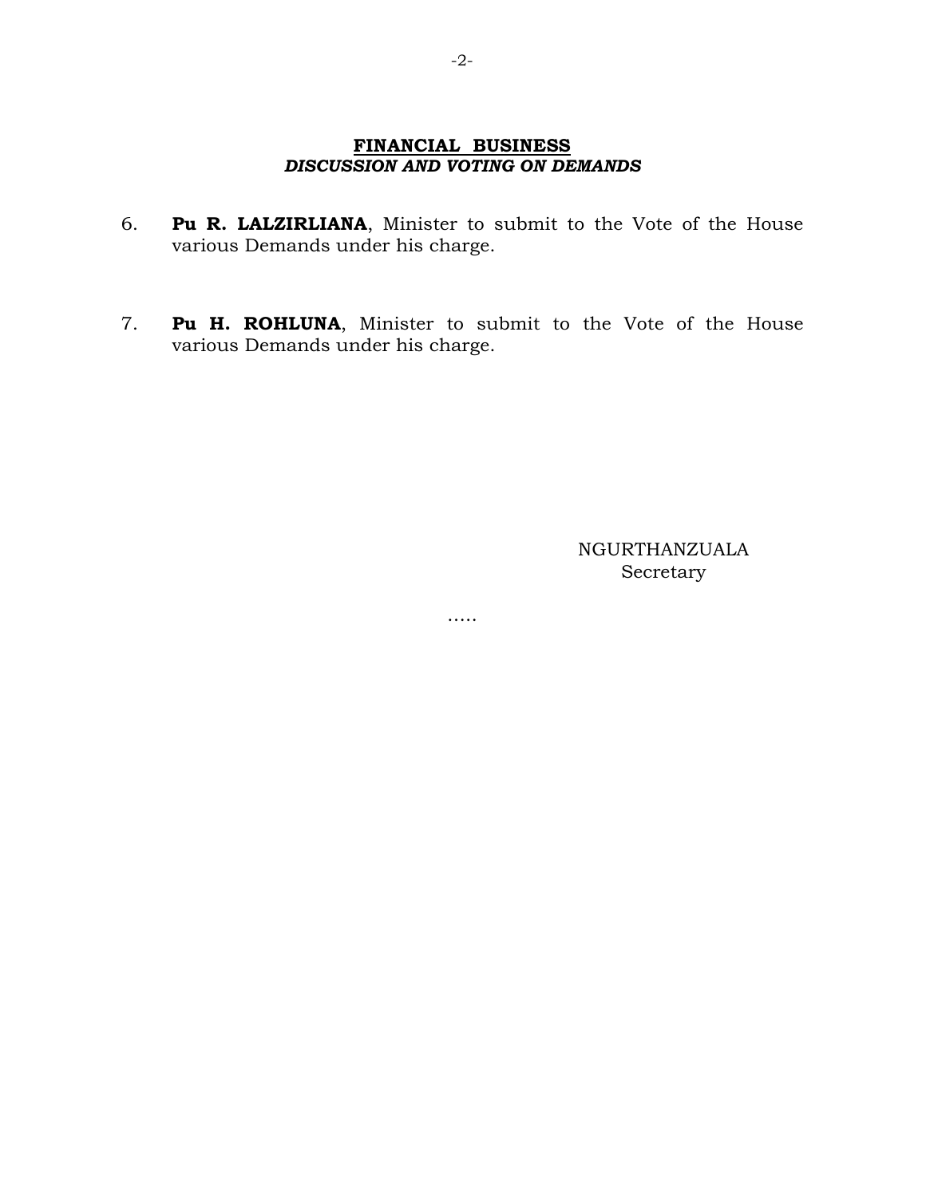## FINANCIAL BUSINESS

***DISCUSSION AND VOTING ON DEMANDS***

6. **Pu R. LALZIRLIANA**, Minister to submit to the Vote of the House various Demands under his charge.

7. **Pu H. ROHLUNA**, Minister to submit to the Vote of the House various Demands under his charge.

NGURTHANZUALA
Secretary

.....